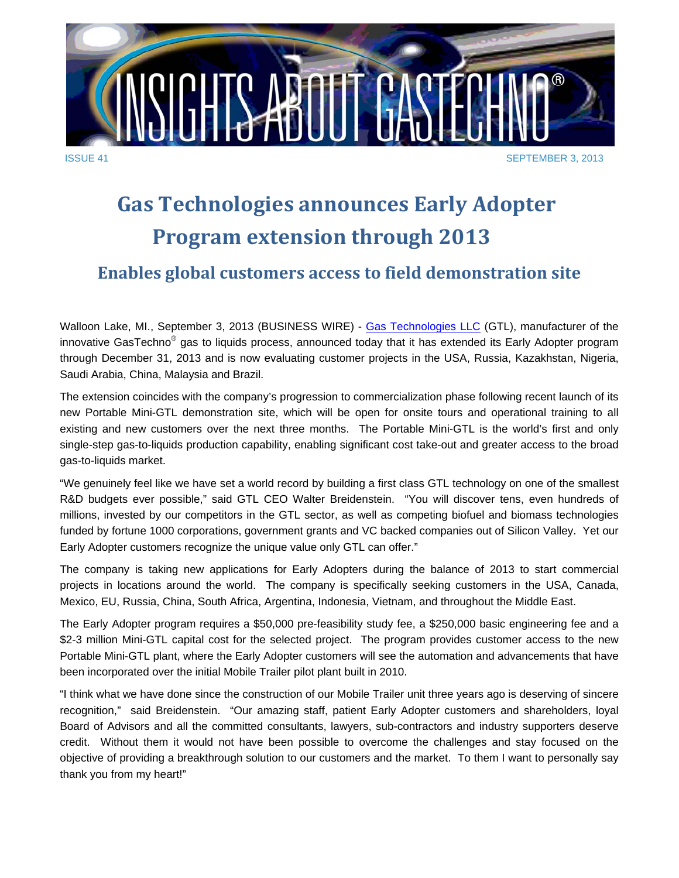# INSIGHTS ABOUT GASTECHNO®

ISSUE 41 SEPTEMBER 3, 2013

# Gas Technologies announces Early Adopter Program extension through 2013

## Enables global customers access to field demonstration site

Walloon Lake, MI., September 3, 2013 (BUSINESS WIRE) - Gas Technologies LLC (GTL), manufacturer of the innovative GasTechno® gas to liquids process, announced today that it has extended its Early Adopter program through December 31, 2013 and is now evaluating customer projects in the USA, Russia, Kazakhstan, Nigeria, Saudi Arabia, China, Malaysia and Brazil.

The extension coincides with the company's progression to commercialization phase following recent launch of its new Portable Mini-GTL demonstration site, which will be open for onsite tours and operational training to all existing and new customers over the next three months. The Portable Mini-GTL is the world's first and only single-step gas-to-liquids production capability, enabling significant cost take-out and greater access to the broad gas-to-liquids market.

"We genuinely feel like we have set a world record by building a first class GTL technology on one of the smallest R&D budgets ever possible," said GTL CEO Walter Breidenstein. "You will discover tens, even hundreds of millions, invested by our competitors in the GTL sector, as well as competing biofuel and biomass technologies funded by fortune 1000 corporations, government grants and VC backed companies out of Silicon Valley. Yet our Early Adopter customers recognize the unique value only GTL can offer."

The company is taking new applications for Early Adopters during the balance of 2013 to start commercial projects in locations around the world. The company is specifically seeking customers in the USA, Canada, Mexico, EU, Russia, China, South Africa, Argentina, Indonesia, Vietnam, and throughout the Middle East.

The Early Adopter program requires a $50,000 pre-feasibility study fee, a $250,000 basic engineering fee and a $2-3 million Mini-GTL capital cost for the selected project. The program provides customer access to the new Portable Mini-GTL plant, where the Early Adopter customers will see the automation and advancements that have been incorporated over the initial Mobile Trailer pilot plant built in 2010.

"I think what we have done since the construction of our Mobile Trailer unit three years ago is deserving of sincere recognition," said Breidenstein. "Our amazing staff, patient Early Adopter customers and shareholders, loyal Board of Advisors and all the committed consultants, lawyers, sub-contractors and industry supporters deserve credit. Without them it would not have been possible to overcome the challenges and stay focused on the objective of providing a breakthrough solution to our customers and the market. To them I want to personally say thank you from my heart!"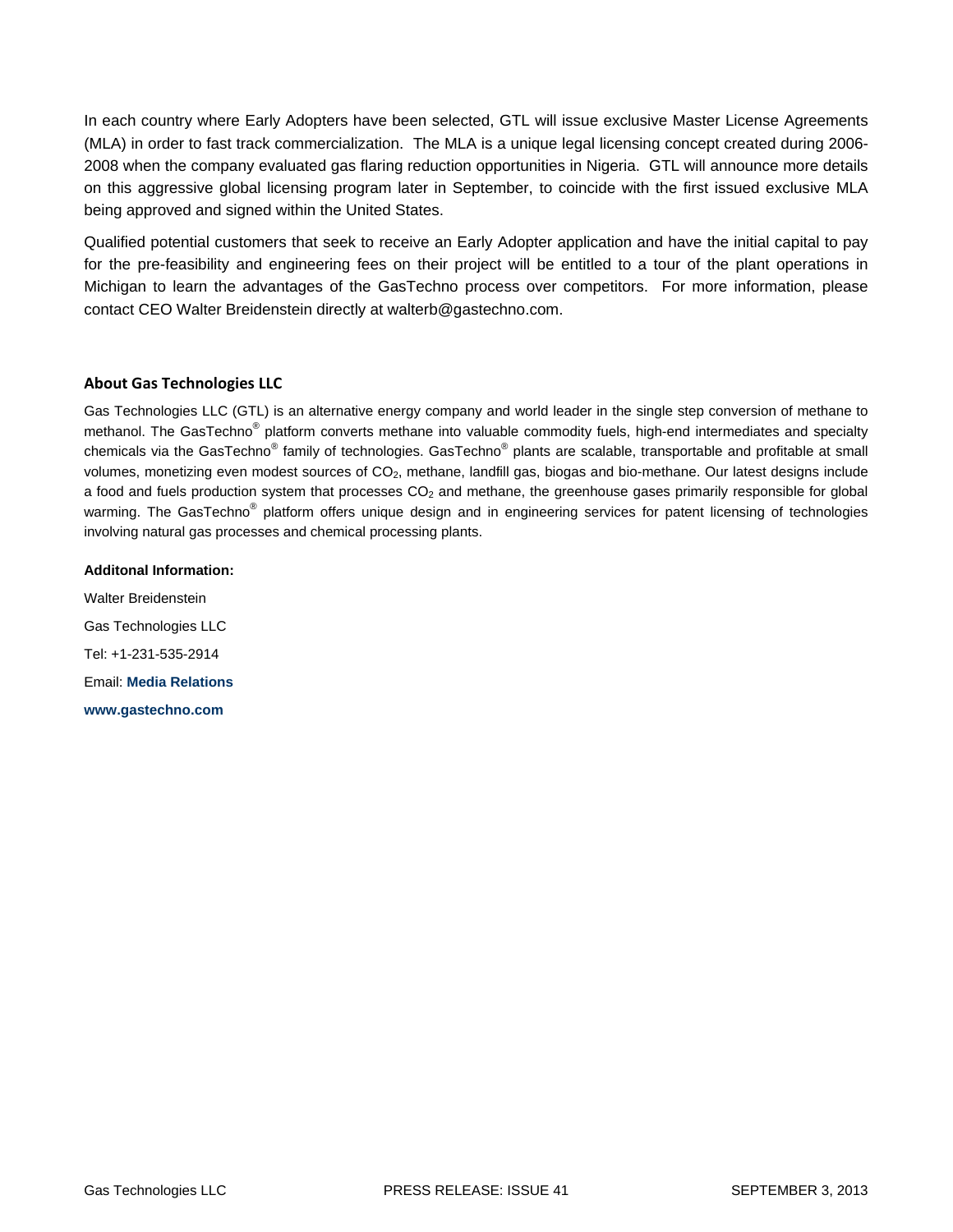In each country where Early Adopters have been selected, GTL will issue exclusive Master License Agreements (MLA) in order to fast track commercialization. The MLA is a unique legal licensing concept created during 2006-2008 when the company evaluated gas flaring reduction opportunities in Nigeria. GTL will announce more details on this aggressive global licensing program later in September, to coincide with the first issued exclusive MLA being approved and signed within the United States.

Qualified potential customers that seek to receive an Early Adopter application and have the initial capital to pay for the pre-feasibility and engineering fees on their project will be entitled to a tour of the plant operations in Michigan to learn the advantages of the GasTechno process over competitors. For more information, please contact CEO Walter Breidenstein directly at walterb@gastechno.com.

### About Gas Technologies LLC

Gas Technologies LLC (GTL) is an alternative energy company and world leader in the single step conversion of methane to methanol. The GasTechno® platform converts methane into valuable commodity fuels, high-end intermediates and specialty chemicals via the GasTechno® family of technologies. GasTechno® plants are scalable, transportable and profitable at small volumes, monetizing even modest sources of $CO_2$, methane, landfill gas, biogas and bio-methane. Our latest designs include a food and fuels production system that processes $CO_2$ and methane, the greenhouse gases primarily responsible for global warming. The GasTechno® platform offers unique design and in engineering services for patent licensing of technologies involving natural gas processes and chemical processing plants.

**Additonal Information:**

Walter Breidenstein

Gas Technologies LLC

Tel: +1-231-535-2914

Email: **Media Relations**

**www.gastechno.com**